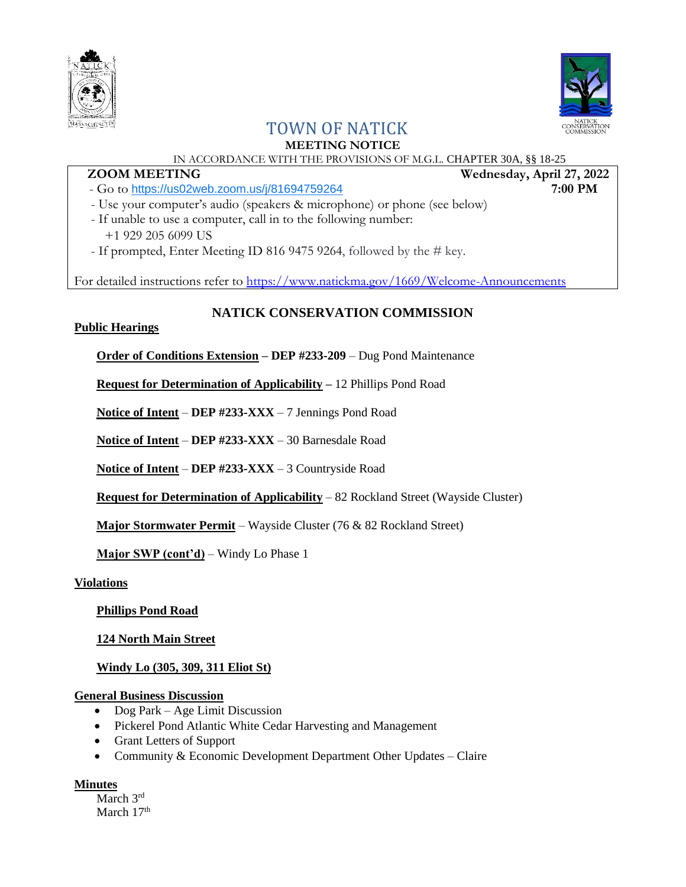# TOWN OF NATICK

## MEETING NOTICE

IN ACCORDANCE WITH THE PROVISIONS OF M.G.L. CHAPTER 30A, §§ 18-25

**ZOOM MEETING** **Wednesday, April 27, 2022**
**7:00 PM**

- Go to https://us02web.zoom.us/j/81694759264
- Use your computer's audio (speakers & microphone) or phone (see below)
- If unable to use a computer, call in to the following number:
  +1 929 205 6099 US
- If prompted, Enter Meeting ID 816 9475 9264, followed by the # key.

For detailed instructions refer to https://www.natickma.gov/1669/Welcome-Announcements

## NATICK CONSERVATION COMMISSION

**Public Hearings**

**Order of Conditions Extension – DEP #233-209** – Dug Pond Maintenance

**Request for Determination of Applicability –** 12 Phillips Pond Road

**Notice of Intent** – **DEP #233-XXX** – 7 Jennings Pond Road

**Notice of Intent** – **DEP #233-XXX** – 30 Barnesdale Road

**Notice of Intent** – **DEP #233-XXX** – 3 Countryside Road

**Request for Determination of Applicability** – 82 Rockland Street (Wayside Cluster)

**Major Stormwater Permit** – Wayside Cluster (76 & 82 Rockland Street)

**Major SWP (cont'd)** – Windy Lo Phase 1

**Violations**

**Phillips Pond Road**

**124 North Main Street**

**Windy Lo (305, 309, 311 Eliot St)**

**General Business Discussion**

- Dog Park – Age Limit Discussion
- Pickerel Pond Atlantic White Cedar Harvesting and Management
- Grant Letters of Support
- Community & Economic Development Department Other Updates – Claire

**Minutes**

March 3rd
March 17th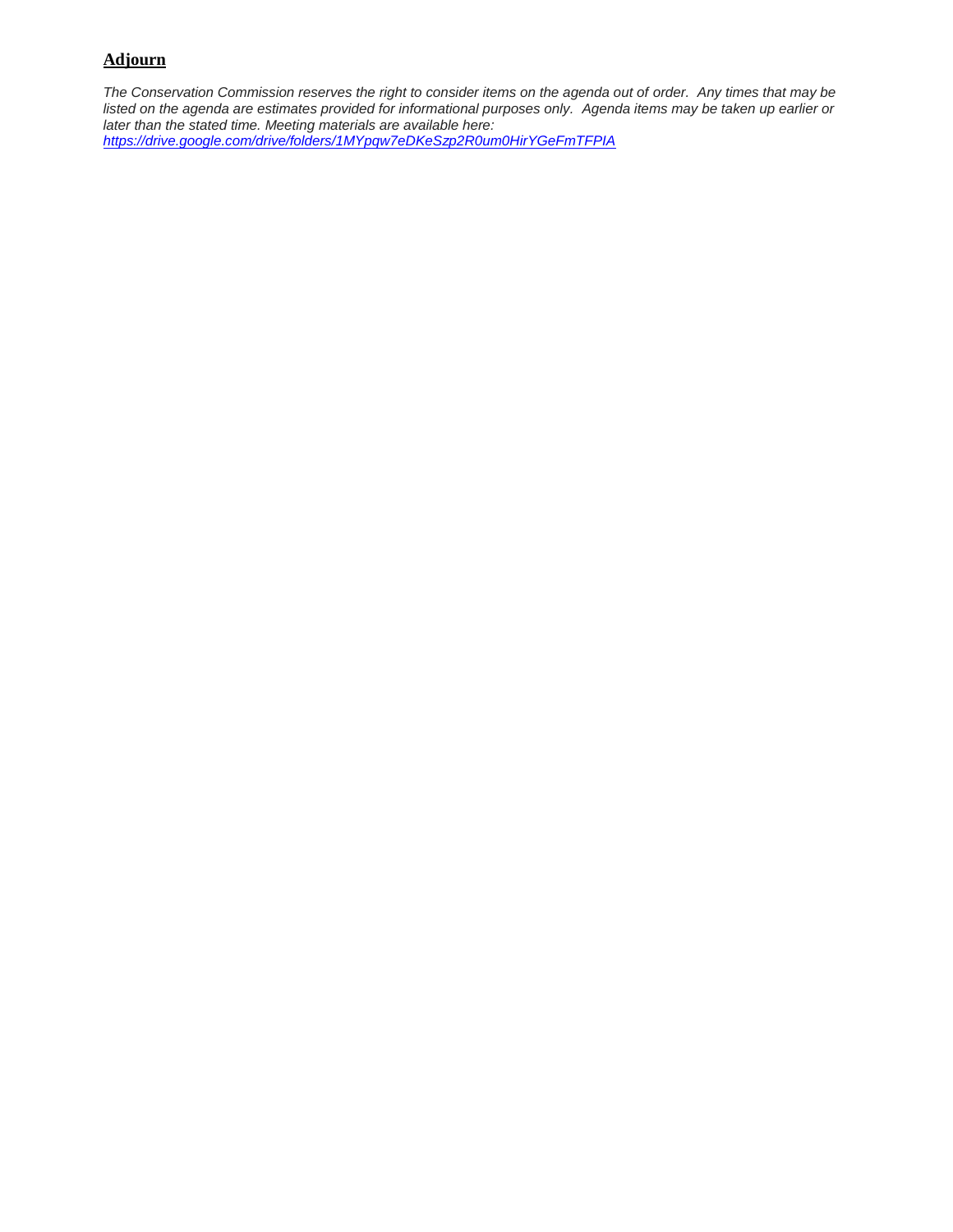## **Adjourn**

*The Conservation Commission reserves the right to consider items on the agenda out of order. Any times that may be listed on the agenda are estimates provided for informational purposes only. Agenda items may be taken up earlier or later than the stated time. Meeting materials are available here:*
*https://drive.google.com/drive/folders/1MYpqw7eDKeSzp2R0um0HirYGeFmTFPlA*